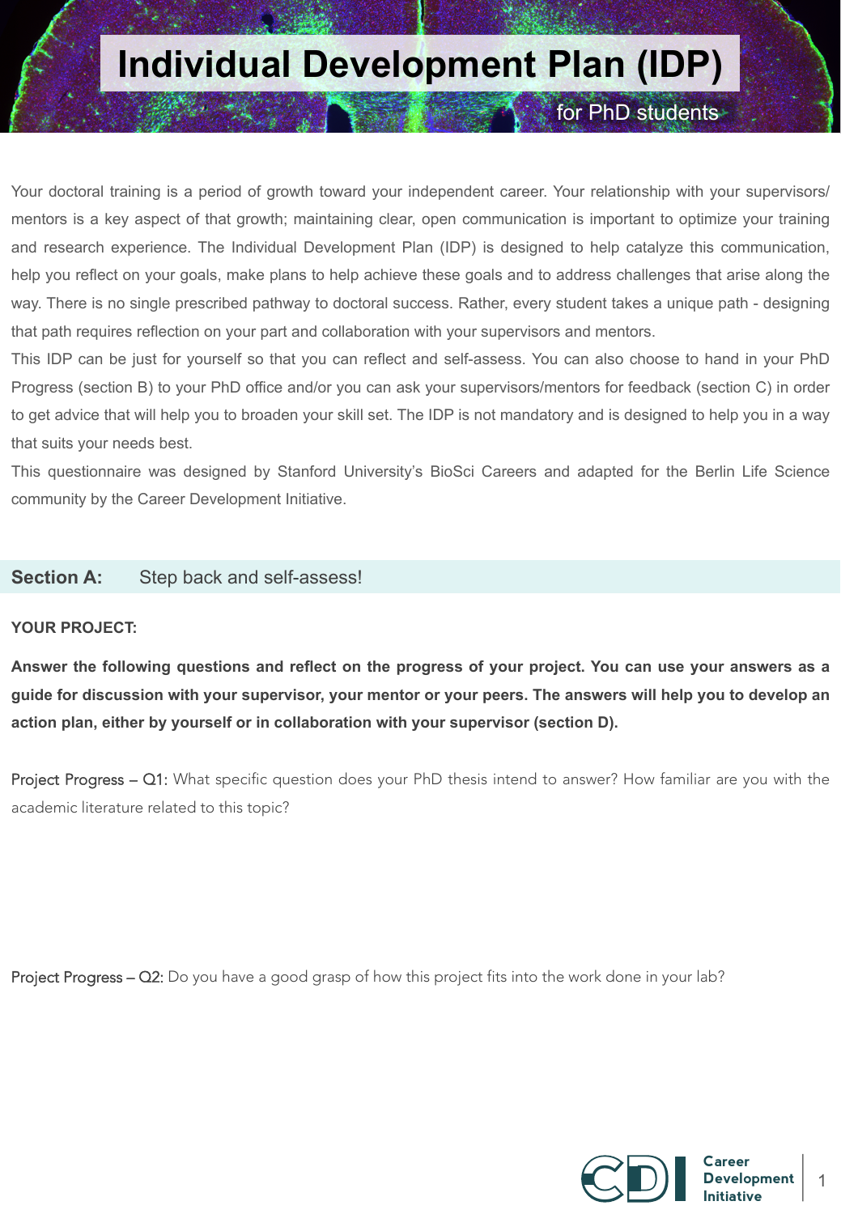# Individual Development Plan (IDP)

for PhD students

Your doctoral training is a period of growth toward your independent career. Your relationship with your supervisors/ mentors is a key aspect of that growth; maintaining clear, open communication is important to optimize your training and research experience. The Individual Development Plan (IDP) is designed to help catalyze this communication, help you reflect on your goals, make plans to help achieve these goals and to address challenges that arise along the way. There is no single prescribed pathway to doctoral success. Rather, every student takes a unique path - designing that path requires reflection on your part and collaboration with your supervisors and mentors.

This IDP can be just for yourself so that you can reflect and self-assess. You can also choose to hand in your PhD Progress (section B) to your PhD office and/or you can ask your supervisors/mentors for feedback (section C) in order to get advice that will help you to broaden your skill set. The IDP is not mandatory and is designed to help you in a way that suits your needs best.

This questionnaire was designed by Stanford University's BioSci Careers and adapted for the Berlin Life Science community by the Career Development Initiative.

## Section A: Step back and self-assess!

**YOUR PROJECT:**

**Answer the following questions and reflect on the progress of your project. You can use your answers as a guide for discussion with your supervisor, your mentor or your peers. The answers will help you to develop an action plan, either by yourself or in collaboration with your supervisor (section D).**

Project Progress – Q1: What specific question does your PhD thesis intend to answer? How familiar are you with the academic literature related to this topic?

Project Progress – Q2: Do you have a good grasp of how this project fits into the work done in your lab?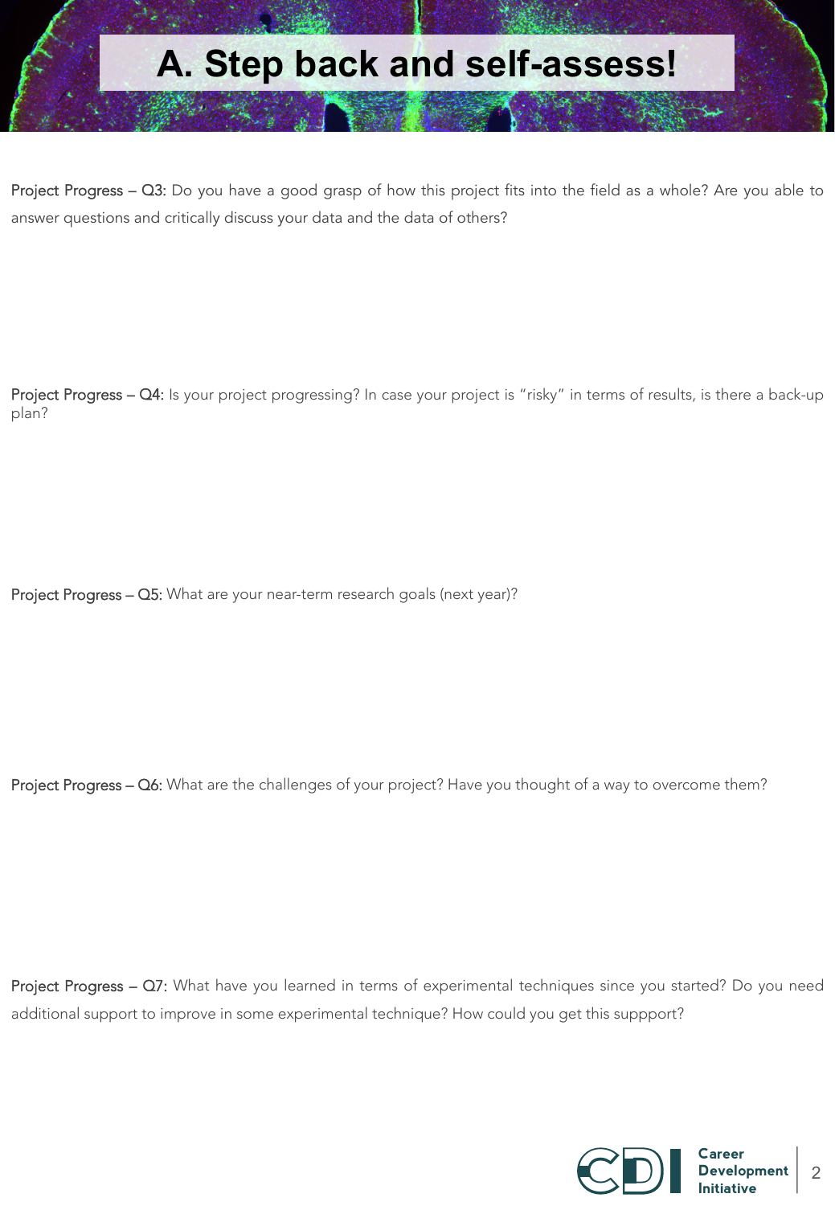# A. Step back and self-assess!

Project Progress – Q3: Do you have a good grasp of how this project fits into the field as a whole? Are you able to answer questions and critically discuss your data and the data of others?

Project Progress – Q4: Is your project progressing? In case your project is "risky" in terms of results, is there a back-up plan?

Project Progress – Q5: What are your near-term research goals (next year)?

Project Progress – Q6: What are the challenges of your project? Have you thought of a way to overcome them?

Project Progress – Q7: What have you learned in terms of experimental techniques since you started? Do you need additional support to improve in some experimental technique? How could you get this suppport?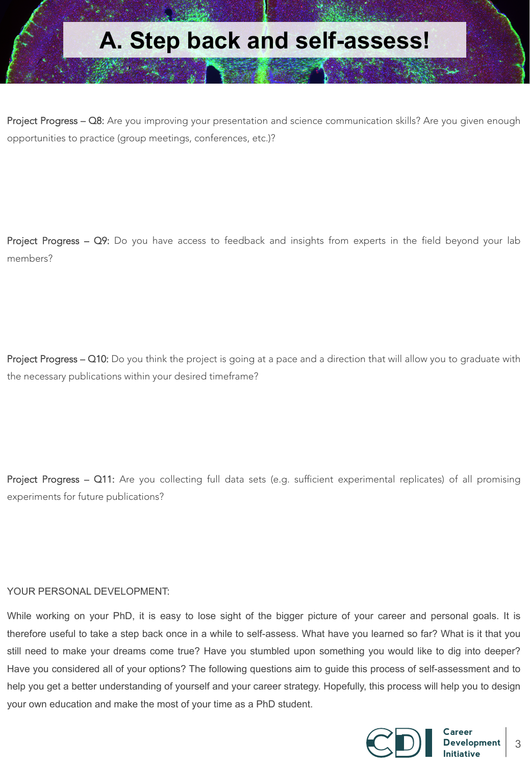# A. Step back and self-assess!

Project Progress – Q8: Are you improving your presentation and science communication skills? Are you given enough opportunities to practice (group meetings, conferences, etc.)?

Project Progress – Q9: Do you have access to feedback and insights from experts in the field beyond your lab members?

Project Progress – Q10: Do you think the project is going at a pace and a direction that will allow you to graduate with the necessary publications within your desired timeframe?

Project Progress – Q11: Are you collecting full data sets (e.g. sufficient experimental replicates) of all promising experiments for future publications?

YOUR PERSONAL DEVELOPMENT:

While working on your PhD, it is easy to lose sight of the bigger picture of your career and personal goals. It is therefore useful to take a step back once in a while to self-assess. What have you learned so far? What is it that you still need to make your dreams come true? Have you stumbled upon something you would like to dig into deeper? Have you considered all of your options? The following questions aim to guide this process of self-assessment and to help you get a better understanding of yourself and your career strategy. Hopefully, this process will help you to design your own education and make the most of your time as a PhD student.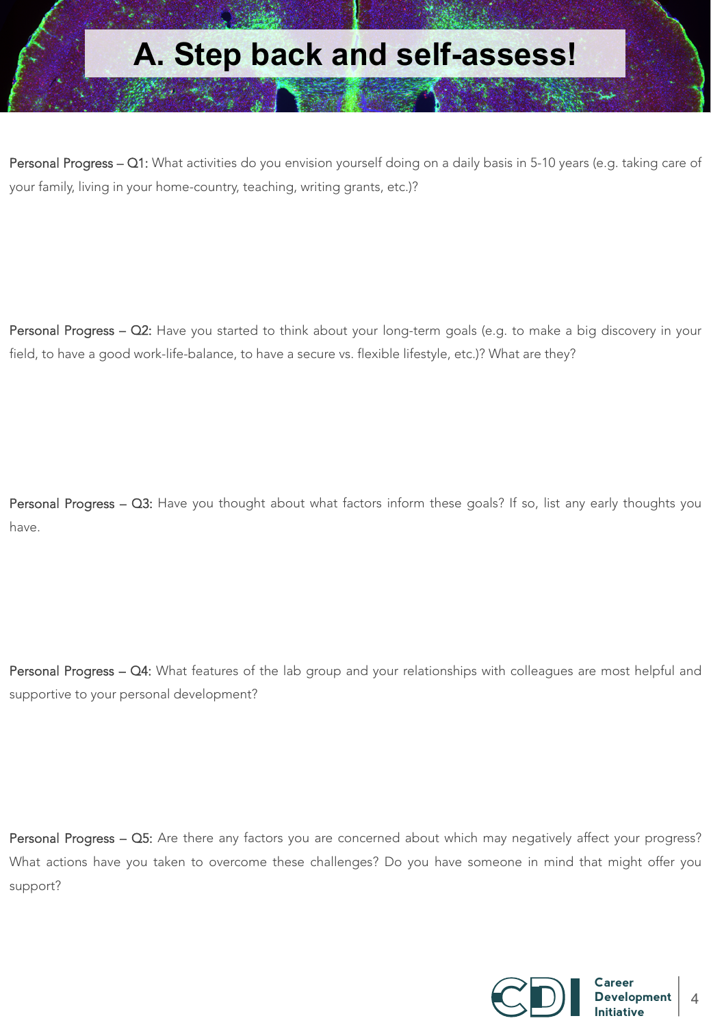# A. Step back and self-assess!

Personal Progress – Q1: What activities do you envision yourself doing on a daily basis in 5-10 years (e.g. taking care of your family, living in your home-country, teaching, writing grants, etc.)?

Personal Progress – Q2: Have you started to think about your long-term goals (e.g. to make a big discovery in your field, to have a good work-life-balance, to have a secure vs. flexible lifestyle, etc.)? What are they?

Personal Progress – Q3: Have you thought about what factors inform these goals? If so, list any early thoughts you have.

Personal Progress – Q4: What features of the lab group and your relationships with colleagues are most helpful and supportive to your personal development?

Personal Progress – Q5: Are there any factors you are concerned about which may negatively affect your progress? What actions have you taken to overcome these challenges? Do you have someone in mind that might offer you support?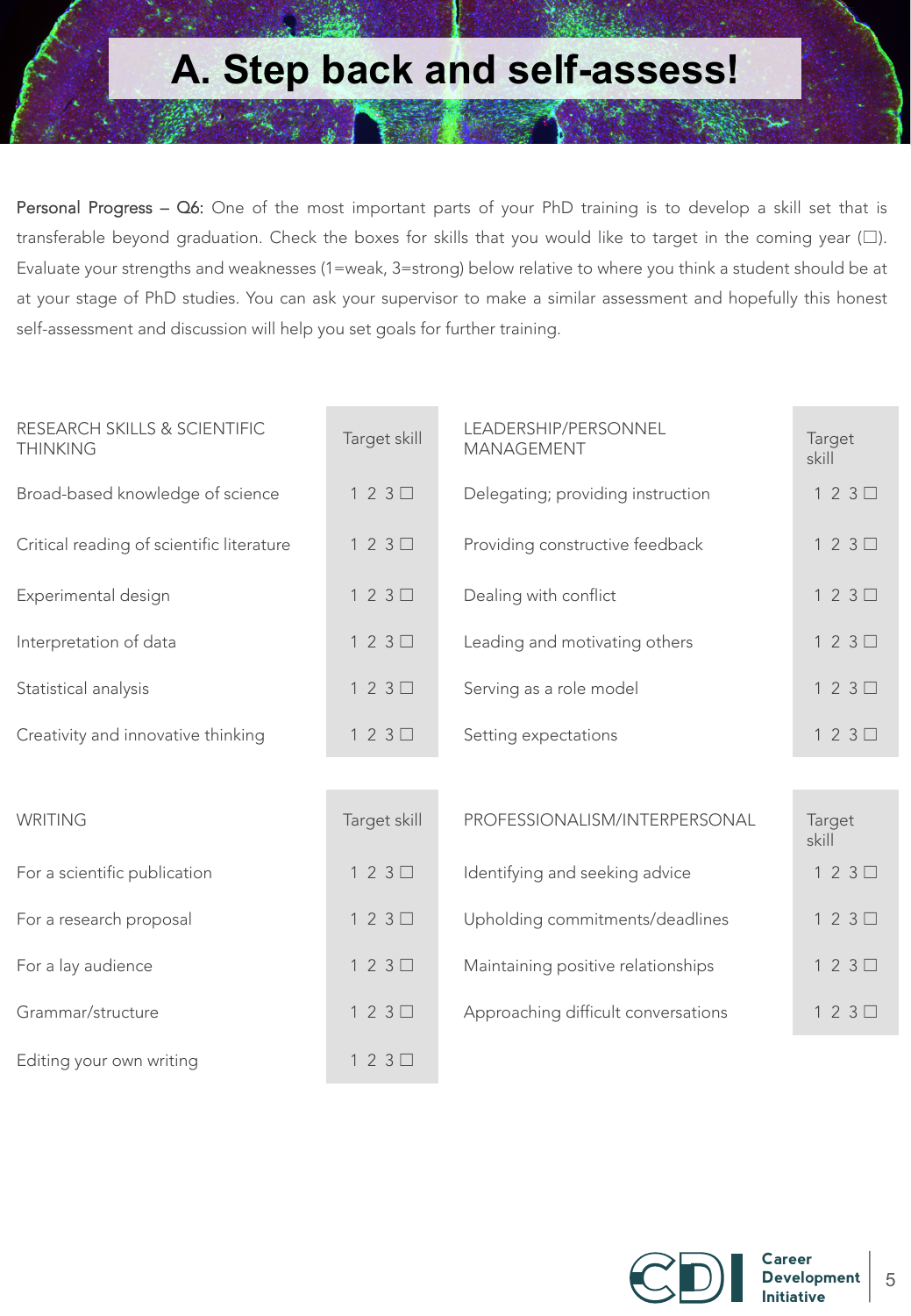# A. Step back and self-assess!

Personal Progress – Q6: One of the most important parts of your PhD training is to develop a skill set that is transferable beyond graduation. Check the boxes for skills that you would like to target in the coming year (☐). Evaluate your strengths and weaknesses (1=weak, 3=strong) below relative to where you think a student should be at at your stage of PhD studies. You can ask your supervisor to make a similar assessment and hopefully this honest self-assessment and discussion will help you set goals for further training.

| RESEARCH SKILLS & SCIENTIFIC THINKING | Target skill |
|---|---|
| Broad-based knowledge of science | 1 2 3 ☐ |
| Critical reading of scientific literature | 1 2 3 ☐ |
| Experimental design | 1 2 3 ☐ |
| Interpretation of data | 1 2 3 ☐ |
| Statistical analysis | 1 2 3 ☐ |
| Creativity and innovative thinking | 1 2 3 ☐ |

| LEADERSHIP/PERSONNEL MANAGEMENT | Target skill |
|---|---|
| Delegating; providing instruction | 1 2 3 ☐ |
| Providing constructive feedback | 1 2 3 ☐ |
| Dealing with conflict | 1 2 3 ☐ |
| Leading and motivating others | 1 2 3 ☐ |
| Serving as a role model | 1 2 3 ☐ |
| Setting expectations | 1 2 3 ☐ |

| WRITING | Target skill |
|---|---|
| For a scientific publication | 1 2 3 ☐ |
| For a research proposal | 1 2 3 ☐ |
| For a lay audience | 1 2 3 ☐ |
| Grammar/structure | 1 2 3 ☐ |
| Editing your own writing | 1 2 3 ☐ |

| PROFESSIONALISM/INTERPERSONAL | Target skill |
|---|---|
| Identifying and seeking advice | 1 2 3 ☐ |
| Upholding commitments/deadlines | 1 2 3 ☐ |
| Maintaining positive relationships | 1 2 3 ☐ |
| Approaching difficult conversations | 1 2 3 ☐ |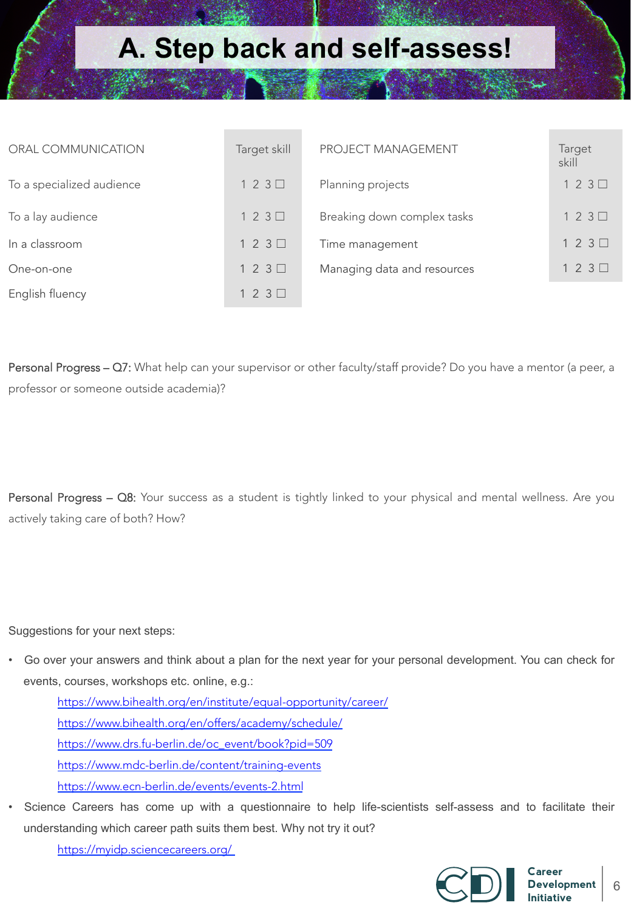# A. Step back and self-assess!

| ORAL COMMUNICATION | Target skill |
|---|---|
| To a specialized audience | 1 2 3 ☐ |
| To a lay audience | 1 2 3 ☐ |
| In a classroom | 1 2 3 ☐ |
| One-on-one | 1 2 3 ☐ |
| English fluency | 1 2 3 ☐ |

| PROJECT MANAGEMENT | Target skill |
|---|---|
| Planning projects | 1 2 3 ☐ |
| Breaking down complex tasks | 1 2 3 ☐ |
| Time management | 1 2 3 ☐ |
| Managing data and resources | 1 2 3 ☐ |

Personal Progress – Q7: What help can your supervisor or other faculty/staff provide? Do you have a mentor (a peer, a professor or someone outside academia)?

Personal Progress – Q8: Your success as a student is tightly linked to your physical and mental wellness. Are you actively taking care of both? How?

Suggestions for your next steps:

- Go over your answers and think about a plan for the next year for your personal development. You can check for events, courses, workshops etc. online, e.g.:
  - https://www.bihealth.org/en/institute/equal-opportunity/career/
  - https://www.bihealth.org/en/offers/academy/schedule/
  - https://www.drs.fu-berlin.de/oc_event/book?pid=509
  - https://www.mdc-berlin.de/content/training-events
  - https://www.ecn-berlin.de/events/events-2.html
- Science Careers has come up with a questionnaire to help life-scientists self-assess and to facilitate their understanding which career path suits them best. Why not try it out?
  - https://myidp.sciencecareers.org/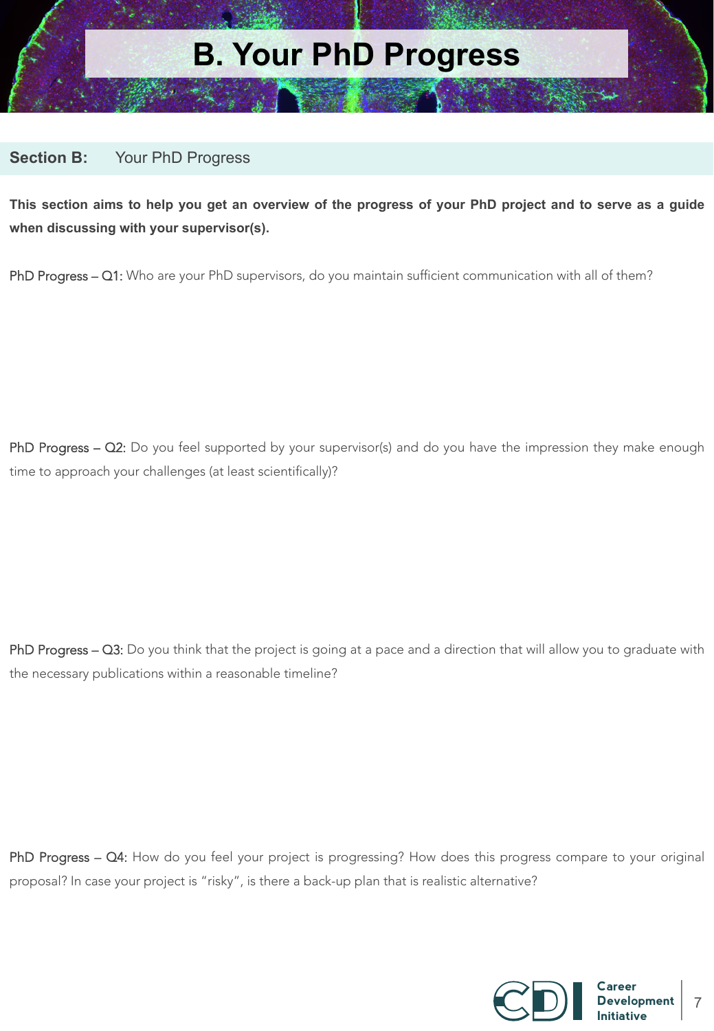# B. Your PhD Progress

## Section B: Your PhD Progress

**This section aims to help you get an overview of the progress of your PhD project and to serve as a guide when discussing with your supervisor(s).**

PhD Progress – Q1: Who are your PhD supervisors, do you maintain sufficient communication with all of them?

PhD Progress – Q2: Do you feel supported by your supervisor(s) and do you have the impression they make enough time to approach your challenges (at least scientifically)?

PhD Progress – Q3: Do you think that the project is going at a pace and a direction that will allow you to graduate with the necessary publications within a reasonable timeline?

PhD Progress – Q4: How do you feel your project is progressing? How does this progress compare to your original proposal? In case your project is "risky", is there a back-up plan that is realistic alternative?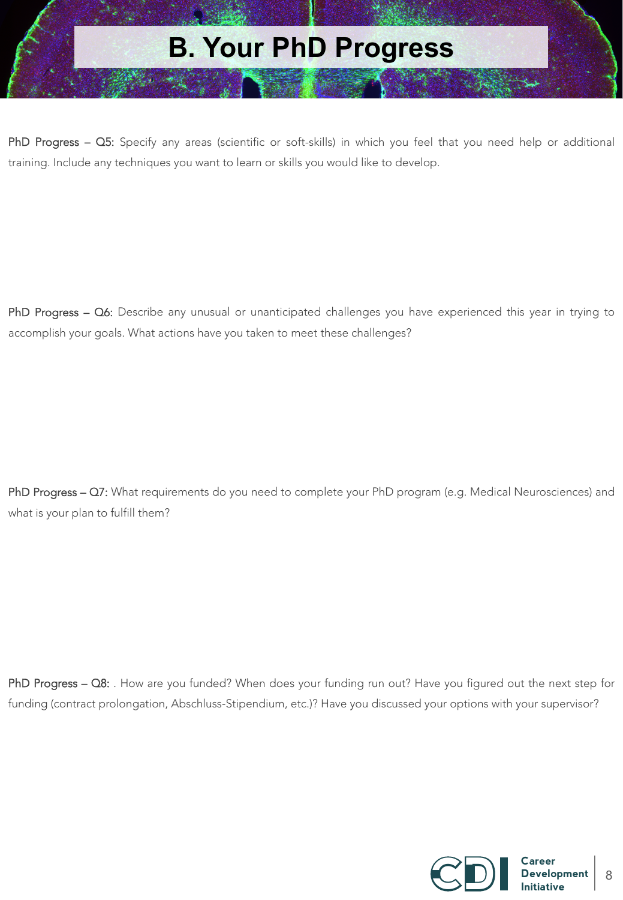# B. Your PhD Progress

PhD Progress – Q5: Specify any areas (scientific or soft-skills) in which you feel that you need help or additional training. Include any techniques you want to learn or skills you would like to develop.

PhD Progress – Q6: Describe any unusual or unanticipated challenges you have experienced this year in trying to accomplish your goals. What actions have you taken to meet these challenges?

PhD Progress – Q7: What requirements do you need to complete your PhD program (e.g. Medical Neurosciences) and what is your plan to fulfill them?

PhD Progress – Q8: . How are you funded? When does your funding run out? Have you figured out the next step for funding (contract prolongation, Abschluss-Stipendium, etc.)? Have you discussed your options with your supervisor?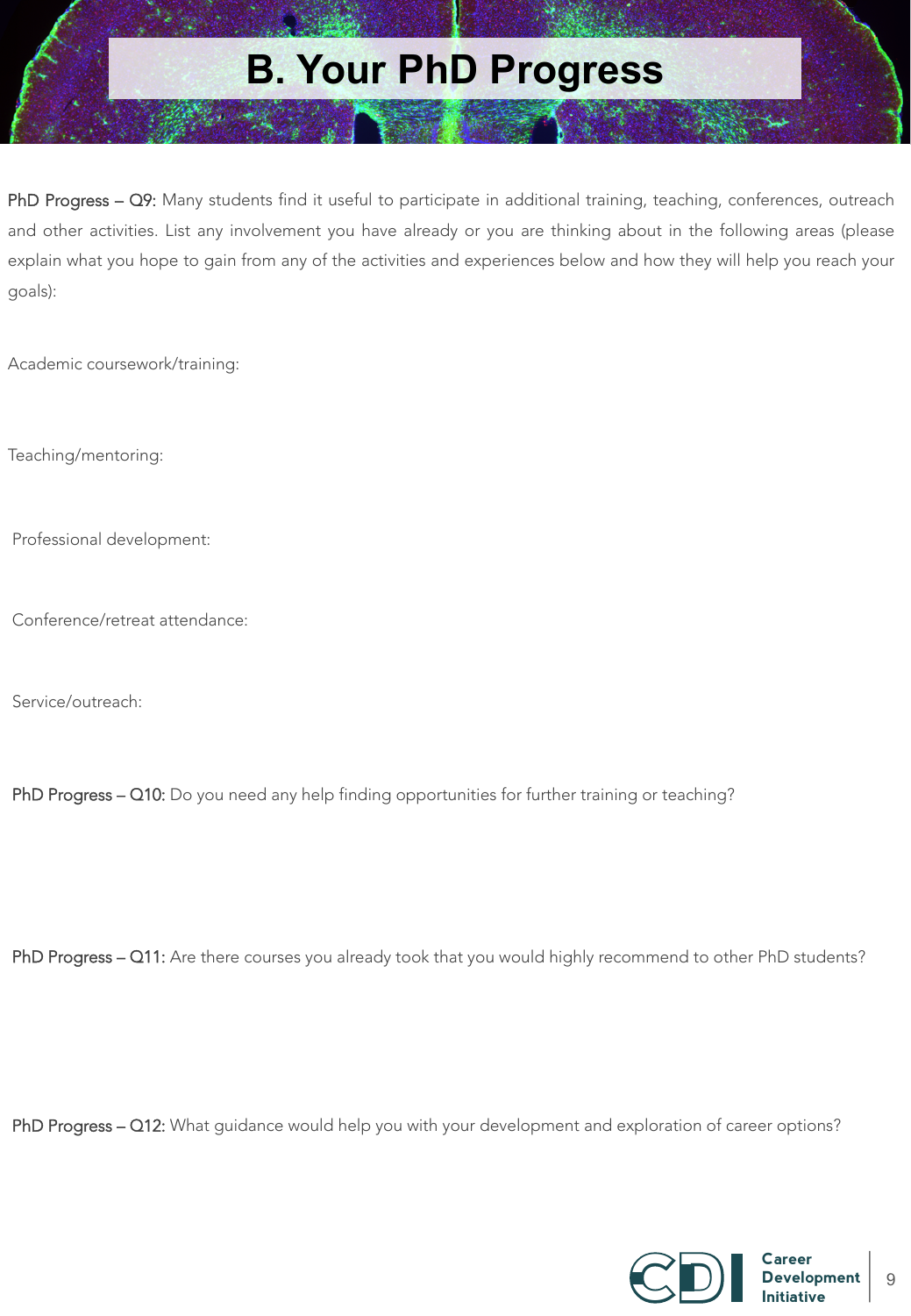# B. Your PhD Progress

**PhD Progress – Q9:** Many students find it useful to participate in additional training, teaching, conferences, outreach and other activities. List any involvement you have already or you are thinking about in the following areas (please explain what you hope to gain from any of the activities and experiences below and how they will help you reach your goals):

Academic coursework/training:

Teaching/mentoring:

Professional development:

Conference/retreat attendance:

Service/outreach:

**PhD Progress – Q10:** Do you need any help finding opportunities for further training or teaching?

**PhD Progress – Q11:** Are there courses you already took that you would highly recommend to other PhD students?

**PhD Progress – Q12:** What guidance would help you with your development and exploration of career options?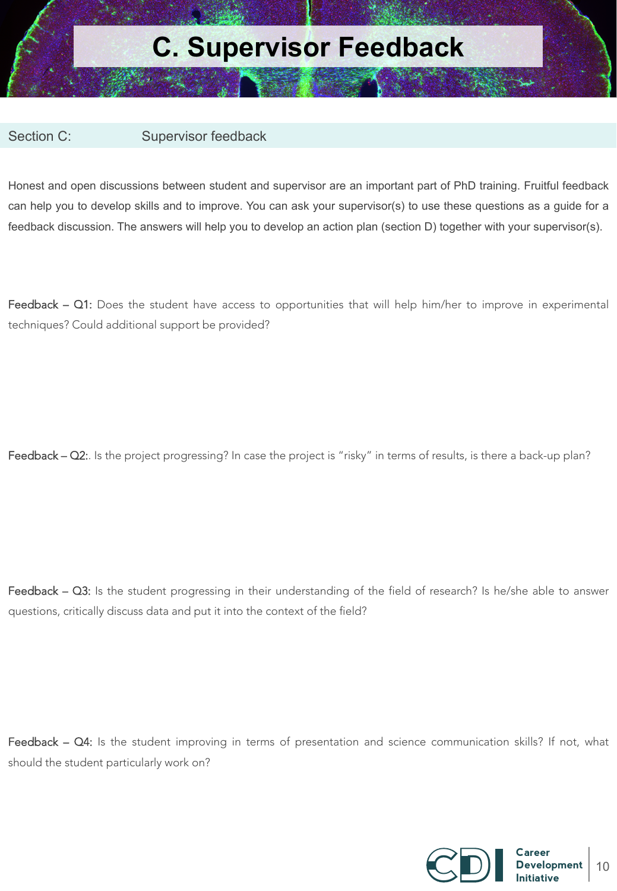# C. Supervisor Feedback

Section C: Supervisor feedback

Honest and open discussions between student and supervisor are an important part of PhD training. Fruitful feedback can help you to develop skills and to improve. You can ask your supervisor(s) to use these questions as a guide for a feedback discussion. The answers will help you to develop an action plan (section D) together with your supervisor(s).

Feedback – Q1: Does the student have access to opportunities that will help him/her to improve in experimental techniques? Could additional support be provided?

Feedback – Q2:. Is the project progressing? In case the project is "risky" in terms of results, is there a back-up plan?

Feedback – Q3: Is the student progressing in their understanding of the field of research? Is he/she able to answer questions, critically discuss data and put it into the context of the field?

Feedback – Q4: Is the student improving in terms of presentation and science communication skills? If not, what should the student particularly work on?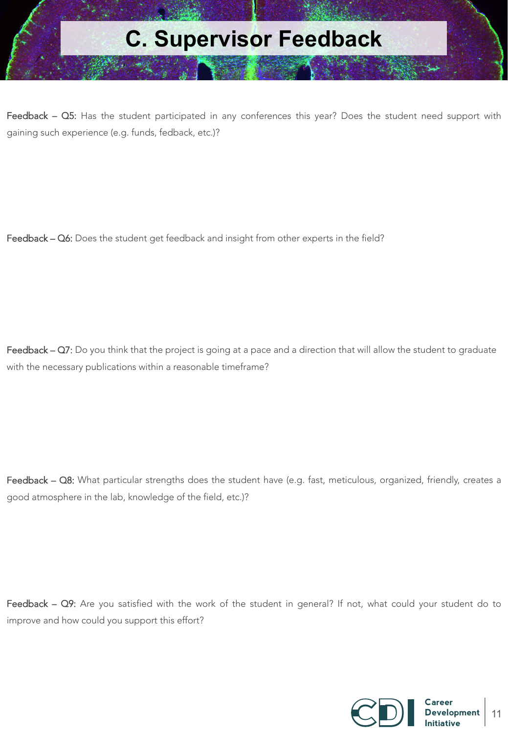# C. Supervisor Feedback

Feedback – Q5: Has the student participated in any conferences this year? Does the student need support with gaining such experience (e.g. funds, fedback, etc.)?

Feedback – Q6: Does the student get feedback and insight from other experts in the field?

Feedback – Q7: Do you think that the project is going at a pace and a direction that will allow the student to graduate with the necessary publications within a reasonable timeframe?

Feedback – Q8: What particular strengths does the student have (e.g. fast, meticulous, organized, friendly, creates a good atmosphere in the lab, knowledge of the field, etc.)?

Feedback – Q9: Are you satisfied with the work of the student in general? If not, what could your student do to improve and how could you support this effort?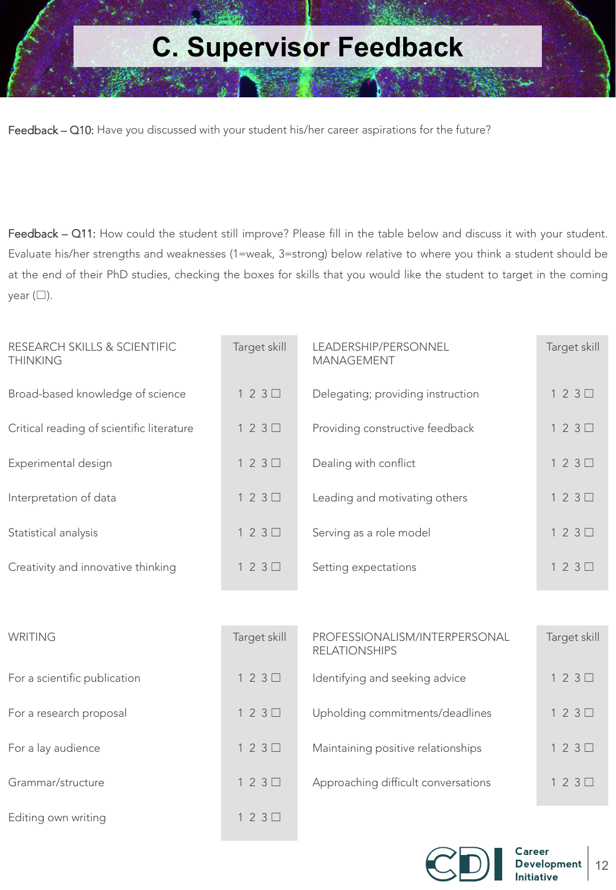# C. Supervisor Feedback

**Feedback – Q10:** Have you discussed with your student his/her career aspirations for the future?

**Feedback – Q11:** How could the student still improve? Please fill in the table below and discuss it with your student. Evaluate his/her strengths and weaknesses (1=weak, 3=strong) below relative to where you think a student should be at the end of their PhD studies, checking the boxes for skills that you would like the student to target in the coming year (☐).

| RESEARCH SKILLS & SCIENTIFIC THINKING | Target skill | LEADERSHIP/PERSONNEL MANAGEMENT | Target skill |
|---|---|---|---|
| Broad-based knowledge of science | 1 2 3 ☐ | Delegating; providing instruction | 1 2 3 ☐ |
| Critical reading of scientific literature | 1 2 3 ☐ | Providing constructive feedback | 1 2 3 ☐ |
| Experimental design | 1 2 3 ☐ | Dealing with conflict | 1 2 3 ☐ |
| Interpretation of data | 1 2 3 ☐ | Leading and motivating others | 1 2 3 ☐ |
| Statistical analysis | 1 2 3 ☐ | Serving as a role model | 1 2 3 ☐ |
| Creativity and innovative thinking | 1 2 3 ☐ | Setting expectations | 1 2 3 ☐ |

| WRITING | Target skill | PROFESSIONALISM/INTERPERSONAL RELATIONSHIPS | Target skill |
|---|---|---|---|
| For a scientific publication | 1 2 3 ☐ | Identifying and seeking advice | 1 2 3 ☐ |
| For a research proposal | 1 2 3 ☐ | Upholding commitments/deadlines | 1 2 3 ☐ |
| For a lay audience | 1 2 3 ☐ | Maintaining positive relationships | 1 2 3 ☐ |
| Grammar/structure | 1 2 3 ☐ | Approaching difficult conversations | 1 2 3 ☐ |
| Editing own writing | 1 2 3 ☐ | | |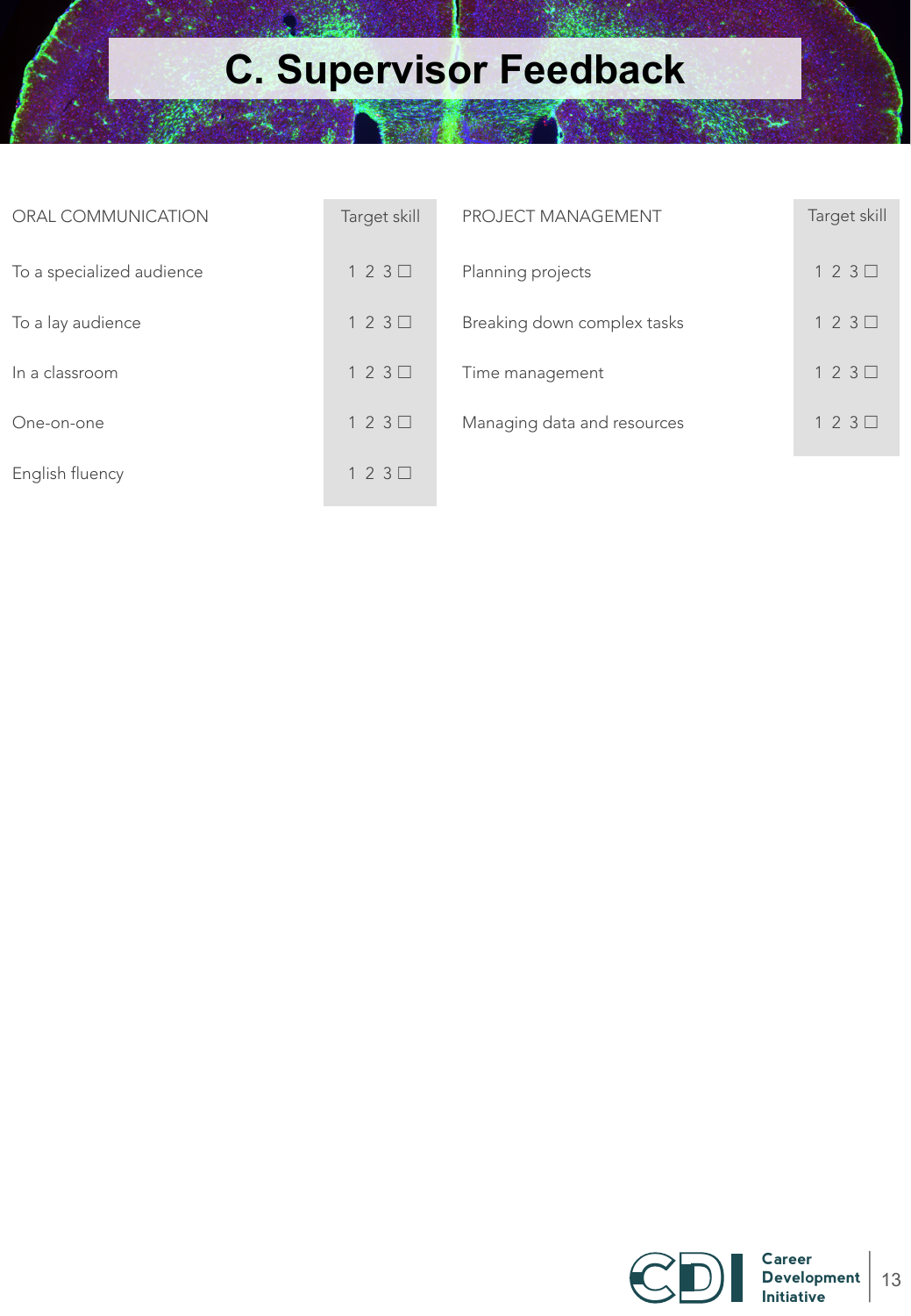# C. Supervisor Feedback

| ORAL COMMUNICATION | Target skill |
|---|---|
| To a specialized audience | 1 2 3 ☐ |
| To a lay audience | 1 2 3 ☐ |
| In a classroom | 1 2 3 ☐ |
| One-on-one | 1 2 3 ☐ |
| English fluency | 1 2 3 ☐ |

| PROJECT MANAGEMENT | Target skill |
|---|---|
| Planning projects | 1 2 3 ☐ |
| Breaking down complex tasks | 1 2 3 ☐ |
| Time management | 1 2 3 ☐ |
| Managing data and resources | 1 2 3 ☐ |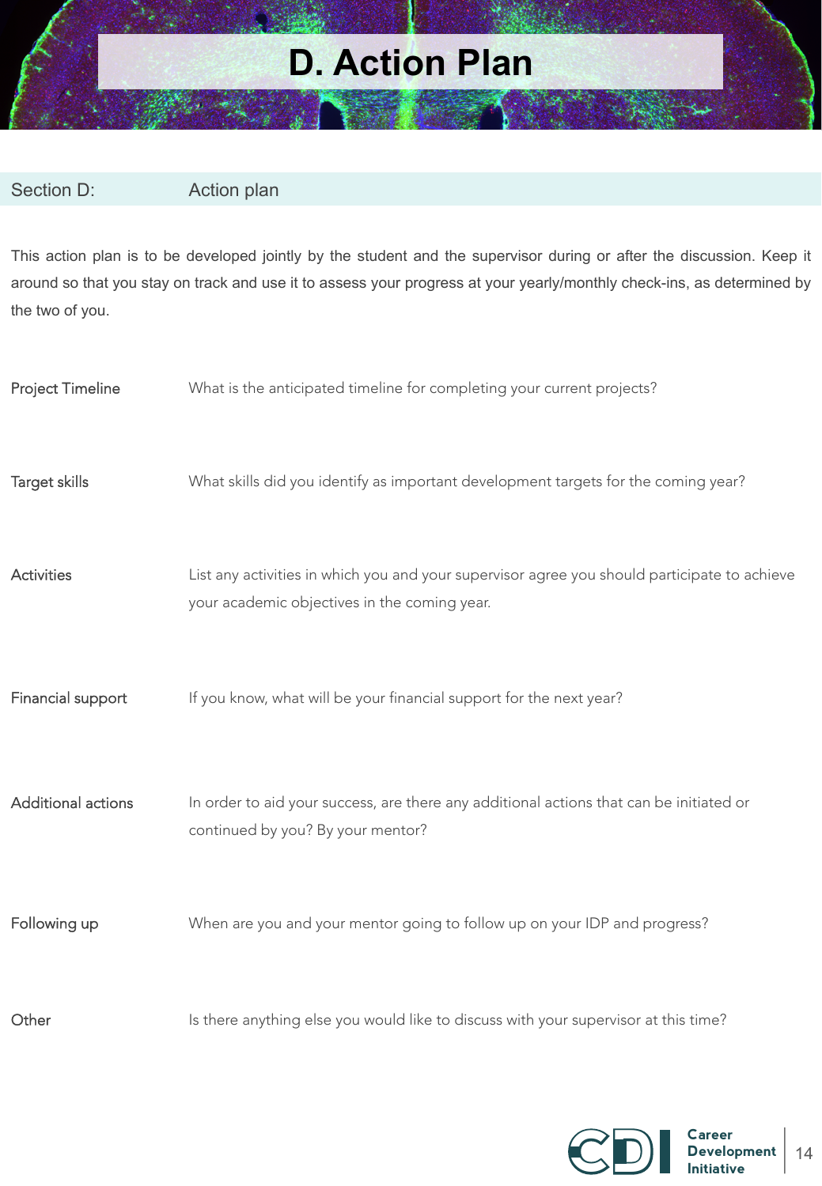# D. Action Plan

| Section D: | Action plan |
|---|---|

This action plan is to be developed jointly by the student and the supervisor during or after the discussion. Keep it around so that you stay on track and use it to assess your progress at your yearly/monthly check-ins, as determined by the two of you.

| | |
|---|---|
| Project Timeline | What is the anticipated timeline for completing your current projects? |
| Target skills | What skills did you identify as important development targets for the coming year? |
| Activities | List any activities in which you and your supervisor agree you should participate to achieve your academic objectives in the coming year. |
| Financial support | If you know, what will be your financial support for the next year? |
| Additional actions | In order to aid your success, are there any additional actions that can be initiated or continued by you? By your mentor? |
| Following up | When are you and your mentor going to follow up on your IDP and progress? |
| Other | Is there anything else you would like to discuss with your supervisor at this time? |

CDI Career Development Initiative